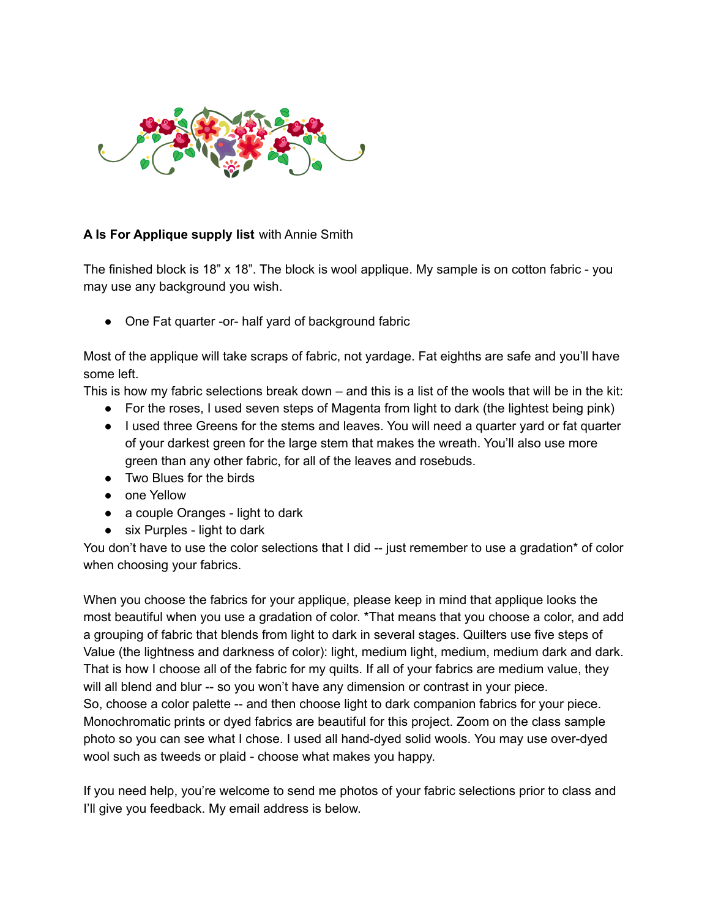**A Is For Applique supply list** with Annie Smith

The finished block is 18" x 18". The block is wool applique. My sample is on cotton fabric - you may use any background you wish.

- One Fat quarter -or- half yard of background fabric

Most of the applique will take scraps of fabric, not yardage. Fat eighths are safe and you'll have some left.

This is how my fabric selections break down – and this is a list of the wools that will be in the kit:

- For the roses, I used seven steps of Magenta from light to dark (the lightest being pink)
- I used three Greens for the stems and leaves. You will need a quarter yard or fat quarter of your darkest green for the large stem that makes the wreath. You'll also use more green than any other fabric, for all of the leaves and rosebuds.
- Two Blues for the birds
- one Yellow
- a couple Oranges - light to dark
- six Purples - light to dark

You don't have to use the color selections that I did -- just remember to use a gradation* of color when choosing your fabrics.

When you choose the fabrics for your applique, please keep in mind that applique looks the most beautiful when you use a gradation of color. *That means that you choose a color, and add a grouping of fabric that blends from light to dark in several stages. Quilters use five steps of Value (the lightness and darkness of color): light, medium light, medium, medium dark and dark. That is how I choose all of the fabric for my quilts. If all of your fabrics are medium value, they will all blend and blur -- so you won't have any dimension or contrast in your piece.

So, choose a color palette -- and then choose light to dark companion fabrics for your piece. Monochromatic prints or dyed fabrics are beautiful for this project. Zoom on the class sample photo so you can see what I chose. I used all hand-dyed solid wools. You may use over-dyed wool such as tweeds or plaid - choose what makes you happy.

If you need help, you're welcome to send me photos of your fabric selections prior to class and I'll give you feedback. My email address is below.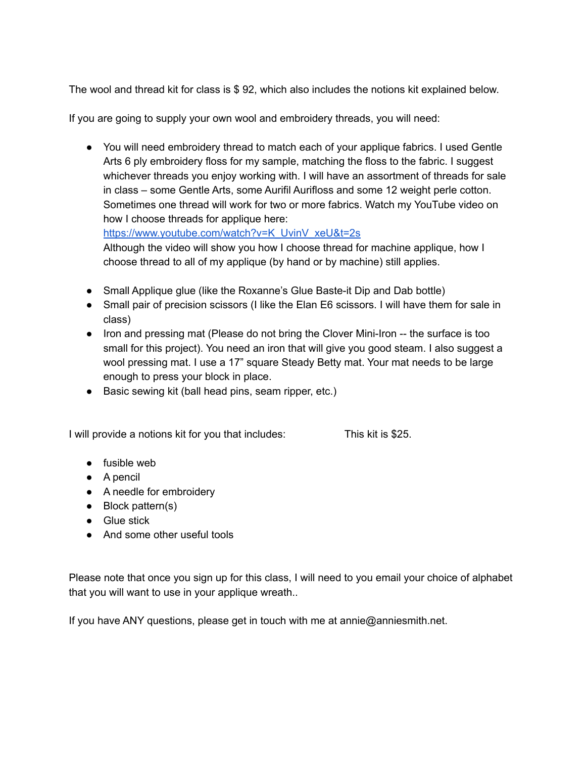The wool and thread kit for class is $ 92, which also includes the notions kit explained below.

If you are going to supply your own wool and embroidery threads, you will need:

- You will need embroidery thread to match each of your applique fabrics. I used Gentle Arts 6 ply embroidery floss for my sample, matching the floss to the fabric. I suggest whichever threads you enjoy working with. I will have an assortment of threads for sale in class – some Gentle Arts, some Aurifil Aurifloss and some 12 weight perle cotton. Sometimes one thread will work for two or more fabrics. Watch my YouTube video on how I choose threads for applique here: [https://www.youtube.com/watch?v=K_UvinV_xeU&t=2s](https://www.youtube.com/watch?v=K_UvinV_xeU&t=2s)
  Although the video will show you how I choose thread for machine applique, how I choose thread to all of my applique (by hand or by machine) still applies.

- Small Applique glue (like the Roxanne's Glue Baste-it Dip and Dab bottle)
- Small pair of precision scissors (I like the Elan E6 scissors. I will have them for sale in class)
- Iron and pressing mat (Please do not bring the Clover Mini-Iron -- the surface is too small for this project). You need an iron that will give you good steam. I also suggest a wool pressing mat. I use a 17" square Steady Betty mat. Your mat needs to be large enough to press your block in place.
- Basic sewing kit (ball head pins, seam ripper, etc.)

I will provide a notions kit for you that includes: This kit is $25.

- fusible web
- A pencil
- A needle for embroidery
- Block pattern(s)
- Glue stick
- And some other useful tools

Please note that once you sign up for this class, I will need to you email your choice of alphabet that you will want to use in your applique wreath..

If you have ANY questions, please get in touch with me at annie@anniesmith.net.